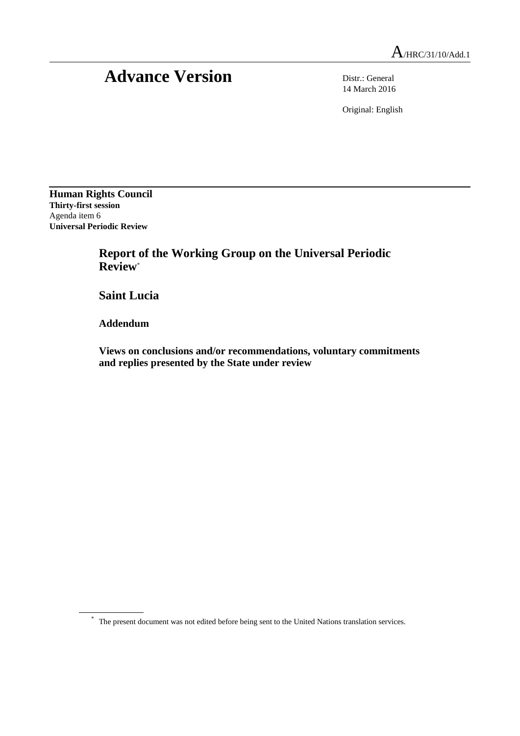A/HRC/31/10/Add.1

# Advance Version

Distr.: General
14 March 2016

Original: English

**Human Rights Council**
**Thirty-first session**
Agenda item 6
**Universal Periodic Review**

## Report of the Working Group on the Universal Periodic Review*

## Saint Lucia

### Addendum

### Views on conclusions and/or recommendations, voluntary commitments and replies presented by the State under review

\* The present document was not edited before being sent to the United Nations translation services.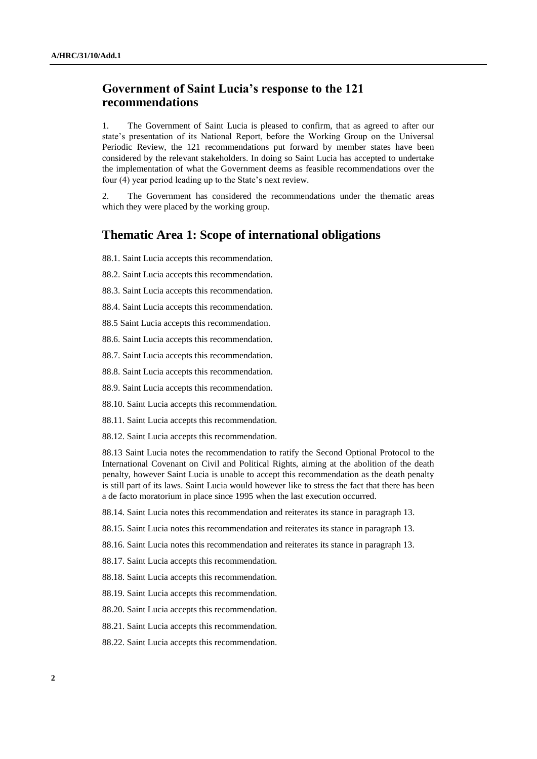## Government of Saint Lucia's response to the 121 recommendations

1. The Government of Saint Lucia is pleased to confirm, that as agreed to after our state's presentation of its National Report, before the Working Group on the Universal Periodic Review, the 121 recommendations put forward by member states have been considered by the relevant stakeholders. In doing so Saint Lucia has accepted to undertake the implementation of what the Government deems as feasible recommendations over the four (4) year period leading up to the State's next review.

2. The Government has considered the recommendations under the thematic areas which they were placed by the working group.

## Thematic Area 1: Scope of international obligations

88.1. Saint Lucia accepts this recommendation.

88.2. Saint Lucia accepts this recommendation.

88.3. Saint Lucia accepts this recommendation.

88.4. Saint Lucia accepts this recommendation.

88.5 Saint Lucia accepts this recommendation.

88.6. Saint Lucia accepts this recommendation.

88.7. Saint Lucia accepts this recommendation.

88.8. Saint Lucia accepts this recommendation.

88.9. Saint Lucia accepts this recommendation.

88.10. Saint Lucia accepts this recommendation.

88.11. Saint Lucia accepts this recommendation.

88.12. Saint Lucia accepts this recommendation.

88.13 Saint Lucia notes the recommendation to ratify the Second Optional Protocol to the International Covenant on Civil and Political Rights, aiming at the abolition of the death penalty, however Saint Lucia is unable to accept this recommendation as the death penalty is still part of its laws. Saint Lucia would however like to stress the fact that there has been a de facto moratorium in place since 1995 when the last execution occurred.

88.14. Saint Lucia notes this recommendation and reiterates its stance in paragraph 13.

88.15. Saint Lucia notes this recommendation and reiterates its stance in paragraph 13.

88.16. Saint Lucia notes this recommendation and reiterates its stance in paragraph 13.

88.17. Saint Lucia accepts this recommendation.

88.18. Saint Lucia accepts this recommendation.

88.19. Saint Lucia accepts this recommendation.

88.20. Saint Lucia accepts this recommendation.

88.21. Saint Lucia accepts this recommendation.

88.22. Saint Lucia accepts this recommendation.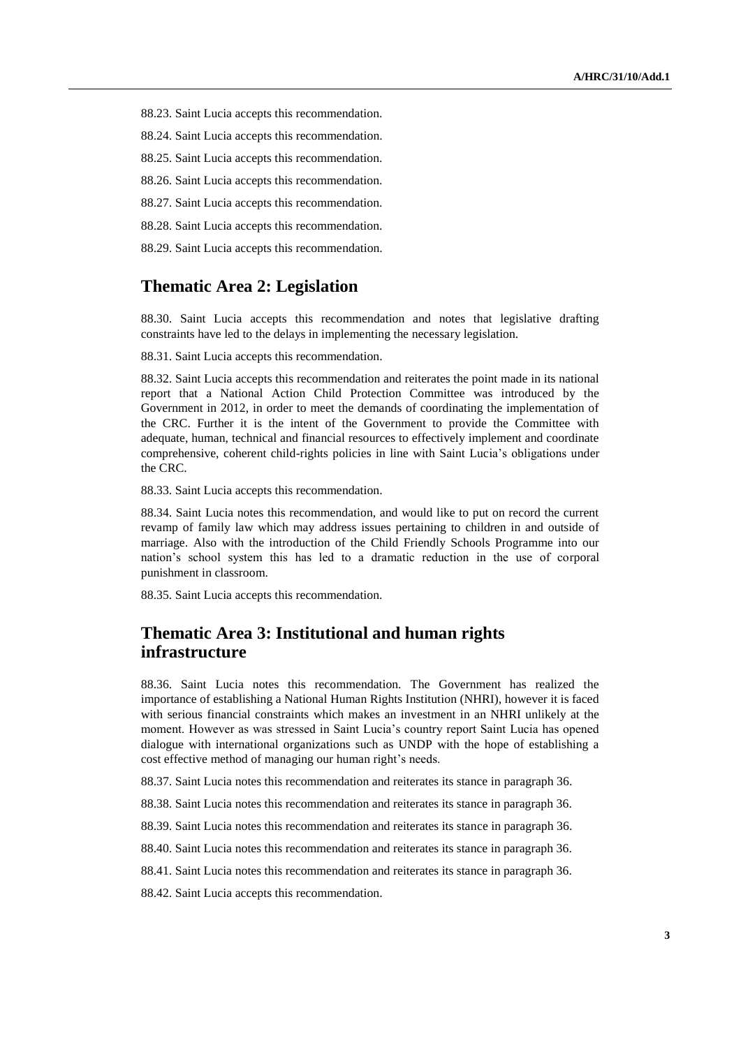88.23. Saint Lucia accepts this recommendation.

88.24. Saint Lucia accepts this recommendation.

88.25. Saint Lucia accepts this recommendation.

88.26. Saint Lucia accepts this recommendation.

88.27. Saint Lucia accepts this recommendation.

88.28. Saint Lucia accepts this recommendation.

88.29. Saint Lucia accepts this recommendation.

## Thematic Area 2: Legislation

88.30. Saint Lucia accepts this recommendation and notes that legislative drafting constraints have led to the delays in implementing the necessary legislation.

88.31. Saint Lucia accepts this recommendation.

88.32. Saint Lucia accepts this recommendation and reiterates the point made in its national report that a National Action Child Protection Committee was introduced by the Government in 2012, in order to meet the demands of coordinating the implementation of the CRC. Further it is the intent of the Government to provide the Committee with adequate, human, technical and financial resources to effectively implement and coordinate comprehensive, coherent child-rights policies in line with Saint Lucia's obligations under the CRC.

88.33. Saint Lucia accepts this recommendation.

88.34. Saint Lucia notes this recommendation, and would like to put on record the current revamp of family law which may address issues pertaining to children in and outside of marriage. Also with the introduction of the Child Friendly Schools Programme into our nation's school system this has led to a dramatic reduction in the use of corporal punishment in classroom.

88.35. Saint Lucia accepts this recommendation.

## Thematic Area 3: Institutional and human rights infrastructure

88.36. Saint Lucia notes this recommendation. The Government has realized the importance of establishing a National Human Rights Institution (NHRI), however it is faced with serious financial constraints which makes an investment in an NHRI unlikely at the moment. However as was stressed in Saint Lucia's country report Saint Lucia has opened dialogue with international organizations such as UNDP with the hope of establishing a cost effective method of managing our human right's needs.

88.37. Saint Lucia notes this recommendation and reiterates its stance in paragraph 36.

88.38. Saint Lucia notes this recommendation and reiterates its stance in paragraph 36.

88.39. Saint Lucia notes this recommendation and reiterates its stance in paragraph 36.

88.40. Saint Lucia notes this recommendation and reiterates its stance in paragraph 36.

88.41. Saint Lucia notes this recommendation and reiterates its stance in paragraph 36.

88.42. Saint Lucia accepts this recommendation.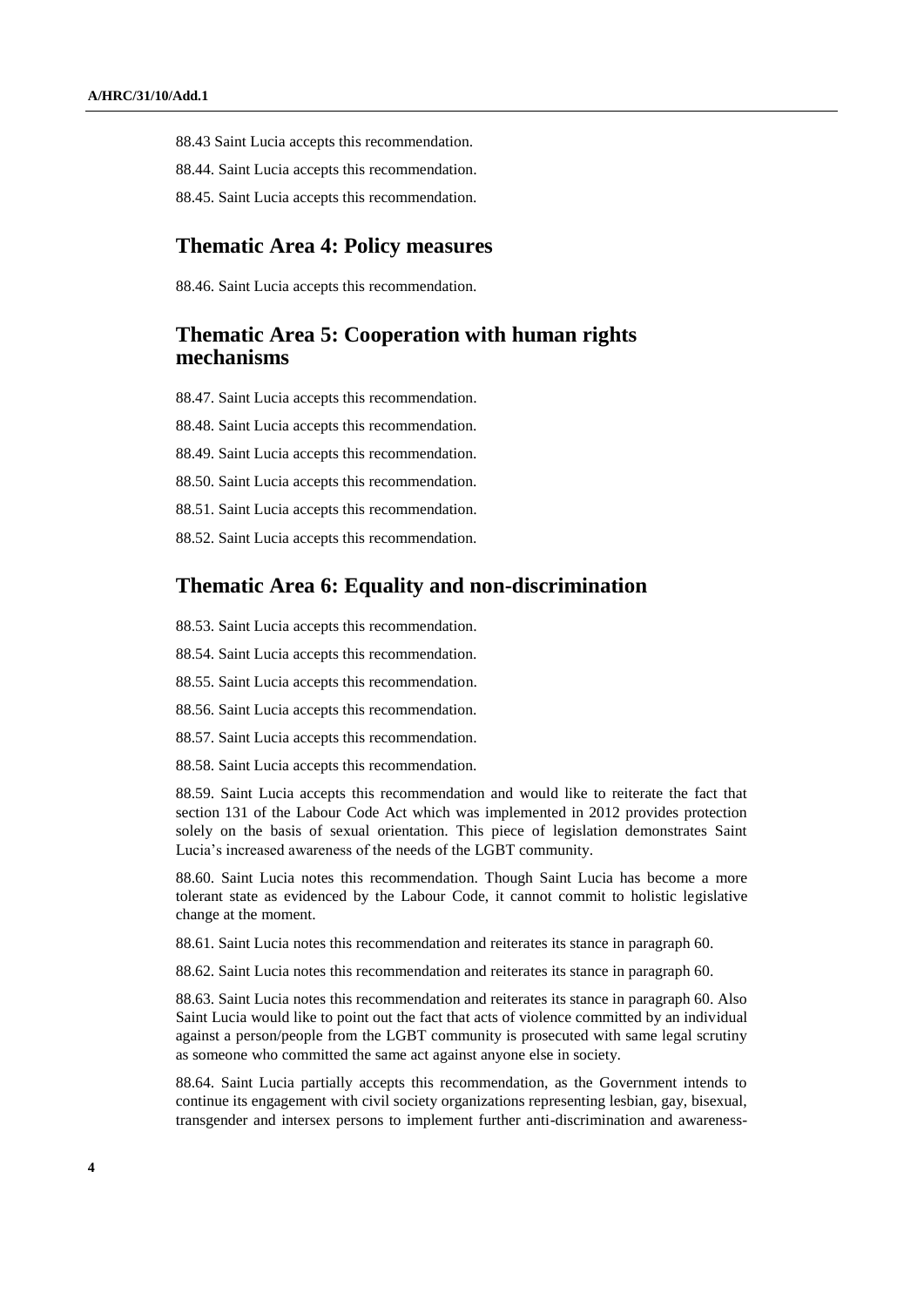88.43 Saint Lucia accepts this recommendation.

88.44. Saint Lucia accepts this recommendation.

88.45. Saint Lucia accepts this recommendation.

## Thematic Area 4: Policy measures

88.46. Saint Lucia accepts this recommendation.

## Thematic Area 5: Cooperation with human rights mechanisms

88.47. Saint Lucia accepts this recommendation.

88.48. Saint Lucia accepts this recommendation.

88.49. Saint Lucia accepts this recommendation.

88.50. Saint Lucia accepts this recommendation.

88.51. Saint Lucia accepts this recommendation.

88.52. Saint Lucia accepts this recommendation.

## Thematic Area 6: Equality and non-discrimination

88.53. Saint Lucia accepts this recommendation.

88.54. Saint Lucia accepts this recommendation.

88.55. Saint Lucia accepts this recommendation.

88.56. Saint Lucia accepts this recommendation.

88.57. Saint Lucia accepts this recommendation.

88.58. Saint Lucia accepts this recommendation.

88.59. Saint Lucia accepts this recommendation and would like to reiterate the fact that section 131 of the Labour Code Act which was implemented in 2012 provides protection solely on the basis of sexual orientation. This piece of legislation demonstrates Saint Lucia's increased awareness of the needs of the LGBT community.

88.60. Saint Lucia notes this recommendation. Though Saint Lucia has become a more tolerant state as evidenced by the Labour Code, it cannot commit to holistic legislative change at the moment.

88.61. Saint Lucia notes this recommendation and reiterates its stance in paragraph 60.

88.62. Saint Lucia notes this recommendation and reiterates its stance in paragraph 60.

88.63. Saint Lucia notes this recommendation and reiterates its stance in paragraph 60. Also Saint Lucia would like to point out the fact that acts of violence committed by an individual against a person/people from the LGBT community is prosecuted with same legal scrutiny as someone who committed the same act against anyone else in society.

88.64. Saint Lucia partially accepts this recommendation, as the Government intends to continue its engagement with civil society organizations representing lesbian, gay, bisexual, transgender and intersex persons to implement further anti-discrimination and awareness-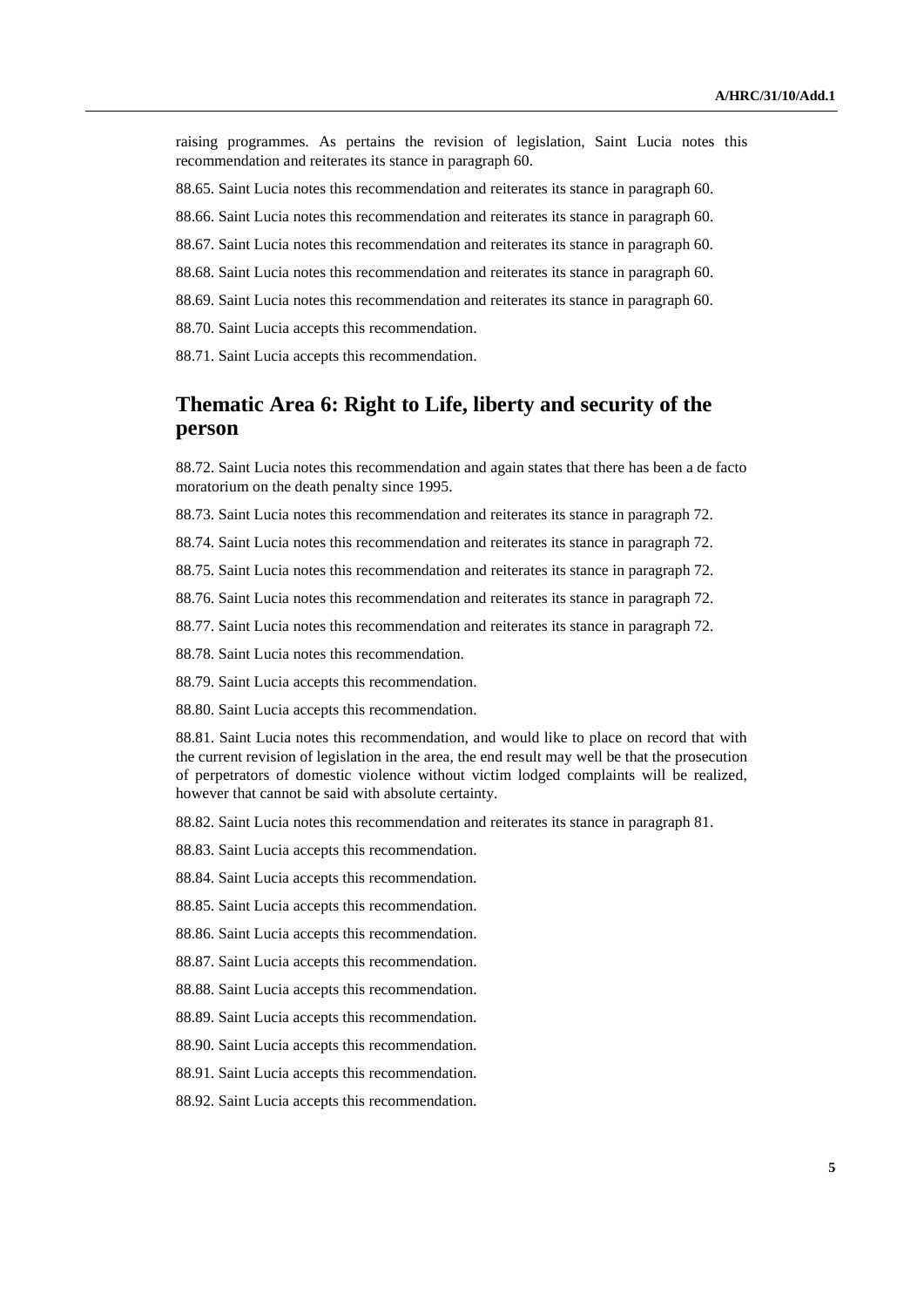raising programmes. As pertains the revision of legislation, Saint Lucia notes this recommendation and reiterates its stance in paragraph 60.

88.65. Saint Lucia notes this recommendation and reiterates its stance in paragraph 60.

88.66. Saint Lucia notes this recommendation and reiterates its stance in paragraph 60.

88.67. Saint Lucia notes this recommendation and reiterates its stance in paragraph 60.

88.68. Saint Lucia notes this recommendation and reiterates its stance in paragraph 60.

88.69. Saint Lucia notes this recommendation and reiterates its stance in paragraph 60.

88.70. Saint Lucia accepts this recommendation.

88.71. Saint Lucia accepts this recommendation.

## Thematic Area 6: Right to Life, liberty and security of the person

88.72. Saint Lucia notes this recommendation and again states that there has been a de facto moratorium on the death penalty since 1995.

88.73. Saint Lucia notes this recommendation and reiterates its stance in paragraph 72.

88.74. Saint Lucia notes this recommendation and reiterates its stance in paragraph 72.

88.75. Saint Lucia notes this recommendation and reiterates its stance in paragraph 72.

88.76. Saint Lucia notes this recommendation and reiterates its stance in paragraph 72.

88.77. Saint Lucia notes this recommendation and reiterates its stance in paragraph 72.

88.78. Saint Lucia notes this recommendation.

88.79. Saint Lucia accepts this recommendation.

88.80. Saint Lucia accepts this recommendation.

88.81. Saint Lucia notes this recommendation, and would like to place on record that with the current revision of legislation in the area, the end result may well be that the prosecution of perpetrators of domestic violence without victim lodged complaints will be realized, however that cannot be said with absolute certainty.

88.82. Saint Lucia notes this recommendation and reiterates its stance in paragraph 81.

88.83. Saint Lucia accepts this recommendation.

88.84. Saint Lucia accepts this recommendation.

88.85. Saint Lucia accepts this recommendation.

88.86. Saint Lucia accepts this recommendation.

88.87. Saint Lucia accepts this recommendation.

88.88. Saint Lucia accepts this recommendation.

88.89. Saint Lucia accepts this recommendation.

88.90. Saint Lucia accepts this recommendation.

88.91. Saint Lucia accepts this recommendation.

88.92. Saint Lucia accepts this recommendation.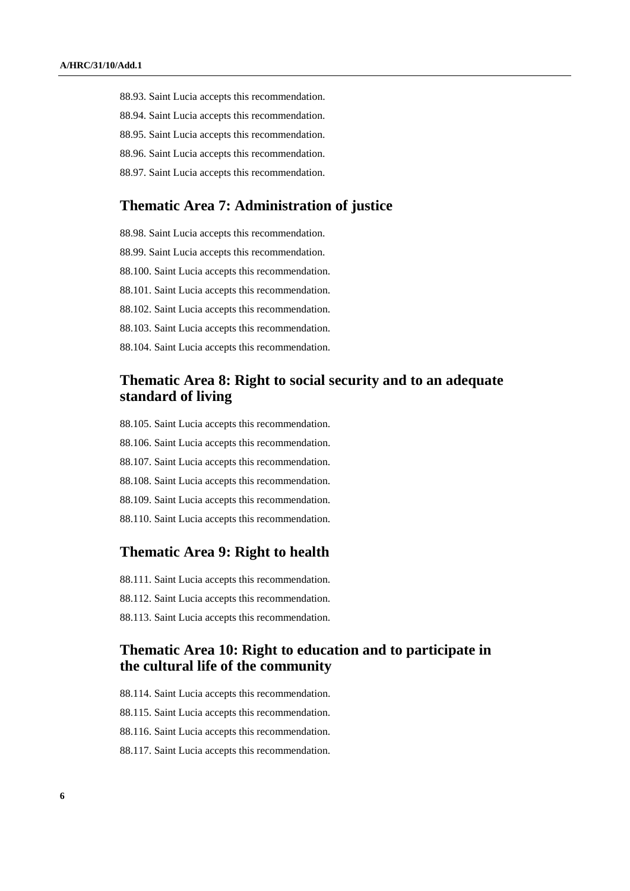88.93. Saint Lucia accepts this recommendation.

88.94. Saint Lucia accepts this recommendation.

88.95. Saint Lucia accepts this recommendation.

88.96. Saint Lucia accepts this recommendation.

88.97. Saint Lucia accepts this recommendation.

## Thematic Area 7: Administration of justice

88.98. Saint Lucia accepts this recommendation.

88.99. Saint Lucia accepts this recommendation.

88.100. Saint Lucia accepts this recommendation.

88.101. Saint Lucia accepts this recommendation.

88.102. Saint Lucia accepts this recommendation.

88.103. Saint Lucia accepts this recommendation.

88.104. Saint Lucia accepts this recommendation.

## Thematic Area 8: Right to social security and to an adequate standard of living

88.105. Saint Lucia accepts this recommendation.

88.106. Saint Lucia accepts this recommendation.

88.107. Saint Lucia accepts this recommendation.

88.108. Saint Lucia accepts this recommendation.

88.109. Saint Lucia accepts this recommendation.

88.110. Saint Lucia accepts this recommendation.

## Thematic Area 9: Right to health

88.111. Saint Lucia accepts this recommendation.

88.112. Saint Lucia accepts this recommendation.

88.113. Saint Lucia accepts this recommendation.

## Thematic Area 10: Right to education and to participate in the cultural life of the community

88.114. Saint Lucia accepts this recommendation.

88.115. Saint Lucia accepts this recommendation.

88.116. Saint Lucia accepts this recommendation.

88.117. Saint Lucia accepts this recommendation.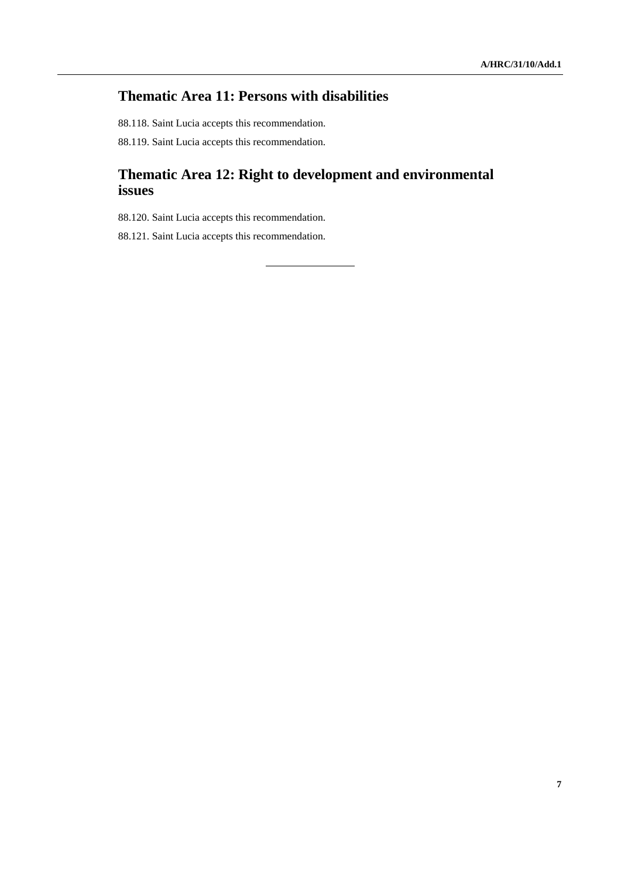## Thematic Area 11: Persons with disabilities

88.118. Saint Lucia accepts this recommendation.

88.119. Saint Lucia accepts this recommendation.

## Thematic Area 12: Right to development and environmental issues

88.120. Saint Lucia accepts this recommendation.

88.121. Saint Lucia accepts this recommendation.